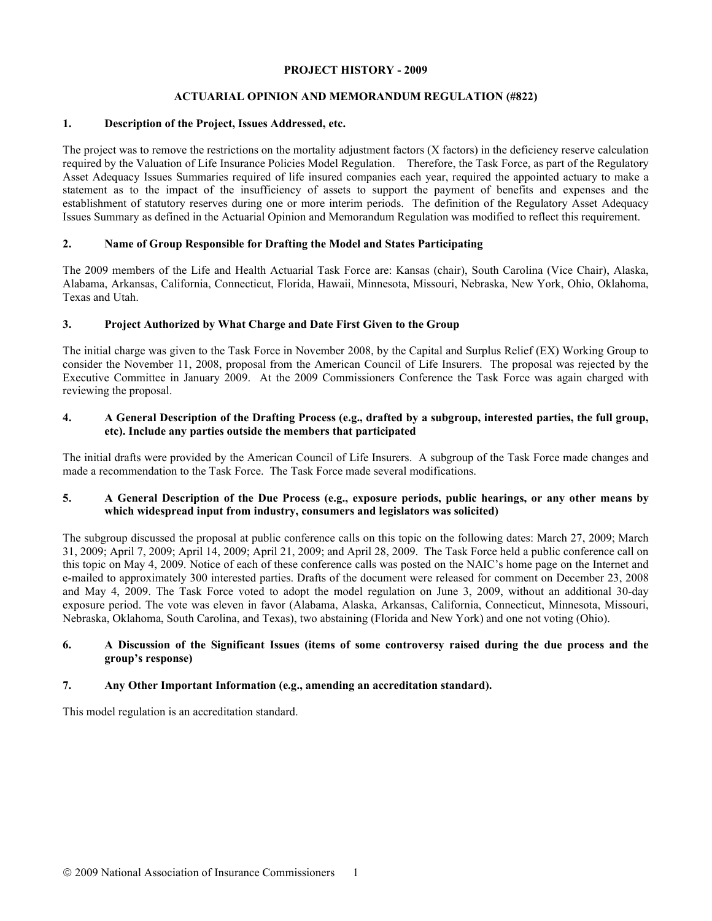# PROJECT HISTORY - 2009

## ACTUARIAL OPINION AND MEMORANDUM REGULATION (#822)

### 1. Description of the Project, Issues Addressed, etc.

The project was to remove the restrictions on the mortality adjustment factors (X factors) in the deficiency reserve calculation required by the Valuation of Life Insurance Policies Model Regulation. Therefore, the Task Force, as part of the Regulatory Asset Adequacy Issues Summaries required of life insured companies each year, required the appointed actuary to make a statement as to the impact of the insufficiency of assets to support the payment of benefits and expenses and the establishment of statutory reserves during one or more interim periods. The definition of the Regulatory Asset Adequacy Issues Summary as defined in the Actuarial Opinion and Memorandum Regulation was modified to reflect this requirement.

### 2. Name of Group Responsible for Drafting the Model and States Participating

The 2009 members of the Life and Health Actuarial Task Force are: Kansas (chair), South Carolina (Vice Chair), Alaska, Alabama, Arkansas, California, Connecticut, Florida, Hawaii, Minnesota, Missouri, Nebraska, New York, Ohio, Oklahoma, Texas and Utah.

### 3. Project Authorized by What Charge and Date First Given to the Group

The initial charge was given to the Task Force in November 2008, by the Capital and Surplus Relief (EX) Working Group to consider the November 11, 2008, proposal from the American Council of Life Insurers. The proposal was rejected by the Executive Committee in January 2009. At the 2009 Commissioners Conference the Task Force was again charged with reviewing the proposal.

### 4. A General Description of the Drafting Process (e.g., drafted by a subgroup, interested parties, the full group, etc). Include any parties outside the members that participated

The initial drafts were provided by the American Council of Life Insurers. A subgroup of the Task Force made changes and made a recommendation to the Task Force. The Task Force made several modifications.

### 5. A General Description of the Due Process (e.g., exposure periods, public hearings, or any other means by which widespread input from industry, consumers and legislators was solicited)

The subgroup discussed the proposal at public conference calls on this topic on the following dates: March 27, 2009; March 31, 2009; April 7, 2009; April 14, 2009; April 21, 2009; and April 28, 2009. The Task Force held a public conference call on this topic on May 4, 2009. Notice of each of these conference calls was posted on the NAIC's home page on the Internet and e-mailed to approximately 300 interested parties. Drafts of the document were released for comment on December 23, 2008 and May 4, 2009. The Task Force voted to adopt the model regulation on June 3, 2009, without an additional 30-day exposure period. The vote was eleven in favor (Alabama, Alaska, Arkansas, California, Connecticut, Minnesota, Missouri, Nebraska, Oklahoma, South Carolina, and Texas), two abstaining (Florida and New York) and one not voting (Ohio).

### 6. A Discussion of the Significant Issues (items of some controversy raised during the due process and the group's response)

### 7. Any Other Important Information (e.g., amending an accreditation standard).

This model regulation is an accreditation standard.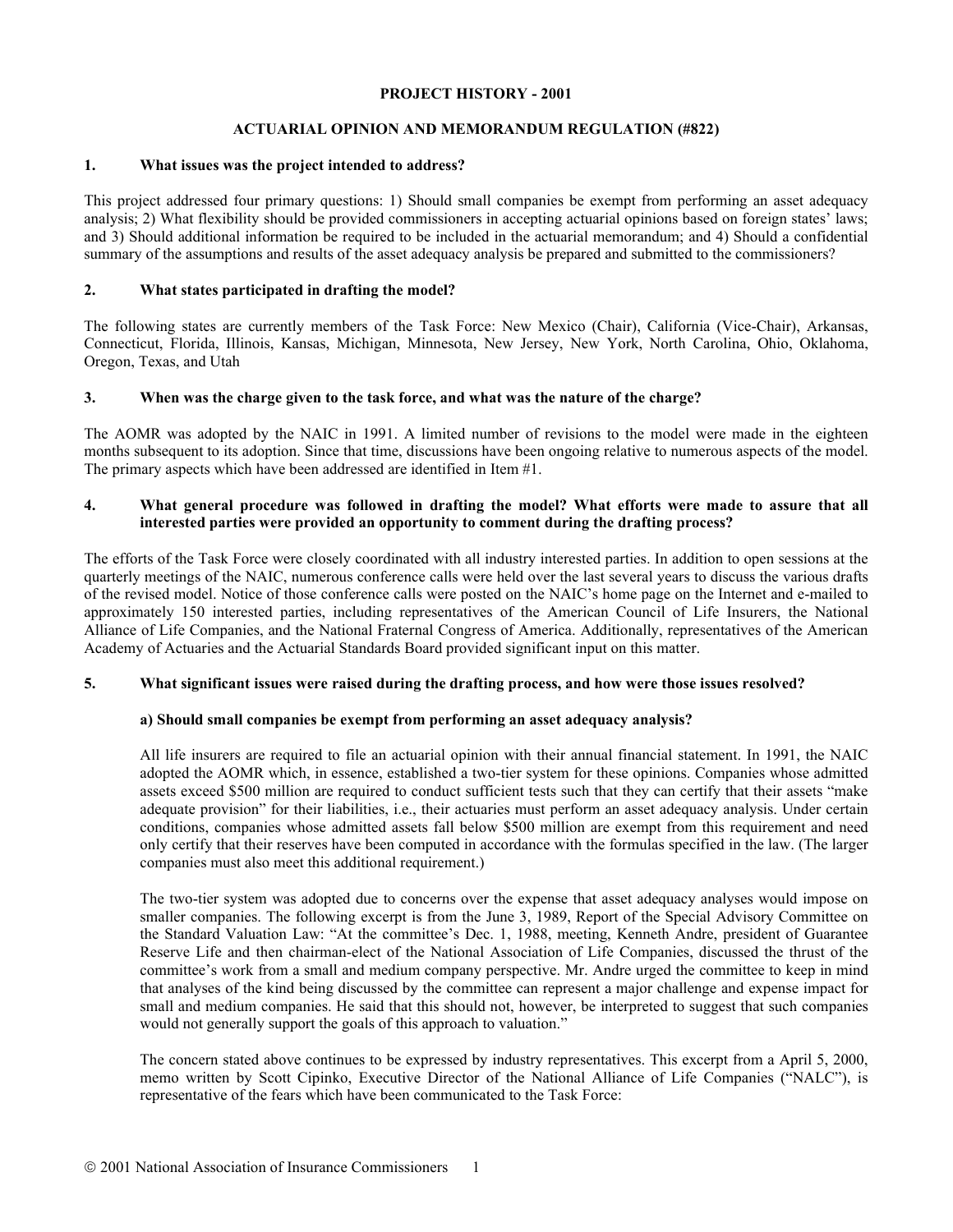**PROJECT HISTORY - 2001**

**ACTUARIAL OPINION AND MEMORANDUM REGULATION (#822)**

## 1. What issues was the project intended to address?

This project addressed four primary questions: 1) Should small companies be exempt from performing an asset adequacy analysis; 2) What flexibility should be provided commissioners in accepting actuarial opinions based on foreign states' laws; and 3) Should additional information be required to be included in the actuarial memorandum; and 4) Should a confidential summary of the assumptions and results of the asset adequacy analysis be prepared and submitted to the commissioners?

## 2. What states participated in drafting the model?

The following states are currently members of the Task Force: New Mexico (Chair), California (Vice-Chair), Arkansas, Connecticut, Florida, Illinois, Kansas, Michigan, Minnesota, New Jersey, New York, North Carolina, Ohio, Oklahoma, Oregon, Texas, and Utah

## 3. When was the charge given to the task force, and what was the nature of the charge?

The AOMR was adopted by the NAIC in 1991. A limited number of revisions to the model were made in the eighteen months subsequent to its adoption. Since that time, discussions have been ongoing relative to numerous aspects of the model. The primary aspects which have been addressed are identified in Item #1.

## 4. What general procedure was followed in drafting the model? What efforts were made to assure that all interested parties were provided an opportunity to comment during the drafting process?

The efforts of the Task Force were closely coordinated with all industry interested parties. In addition to open sessions at the quarterly meetings of the NAIC, numerous conference calls were held over the last several years to discuss the various drafts of the revised model. Notice of those conference calls were posted on the NAIC's home page on the Internet and e-mailed to approximately 150 interested parties, including representatives of the American Council of Life Insurers, the National Alliance of Life Companies, and the National Fraternal Congress of America. Additionally, representatives of the American Academy of Actuaries and the Actuarial Standards Board provided significant input on this matter.

## 5. What significant issues were raised during the drafting process, and how were those issues resolved?

### a) Should small companies be exempt from performing an asset adequacy analysis?

All life insurers are required to file an actuarial opinion with their annual financial statement. In 1991, the NAIC adopted the AOMR which, in essence, established a two-tier system for these opinions. Companies whose admitted assets exceed $500 million are required to conduct sufficient tests such that they can certify that their assets "make adequate provision" for their liabilities, i.e., their actuaries must perform an asset adequacy analysis. Under certain conditions, companies whose admitted assets fall below $500 million are exempt from this requirement and need only certify that their reserves have been computed in accordance with the formulas specified in the law. (The larger companies must also meet this additional requirement.)

The two-tier system was adopted due to concerns over the expense that asset adequacy analyses would impose on smaller companies. The following excerpt is from the June 3, 1989, Report of the Special Advisory Committee on the Standard Valuation Law: "At the committee's Dec. 1, 1988, meeting, Kenneth Andre, president of Guarantee Reserve Life and then chairman-elect of the National Association of Life Companies, discussed the thrust of the committee's work from a small and medium company perspective. Mr. Andre urged the committee to keep in mind that analyses of the kind being discussed by the committee can represent a major challenge and expense impact for small and medium companies. He said that this should not, however, be interpreted to suggest that such companies would not generally support the goals of this approach to valuation."

The concern stated above continues to be expressed by industry representatives. This excerpt from a April 5, 2000, memo written by Scott Cipinko, Executive Director of the National Alliance of Life Companies ("NALC"), is representative of the fears which have been communicated to the Task Force: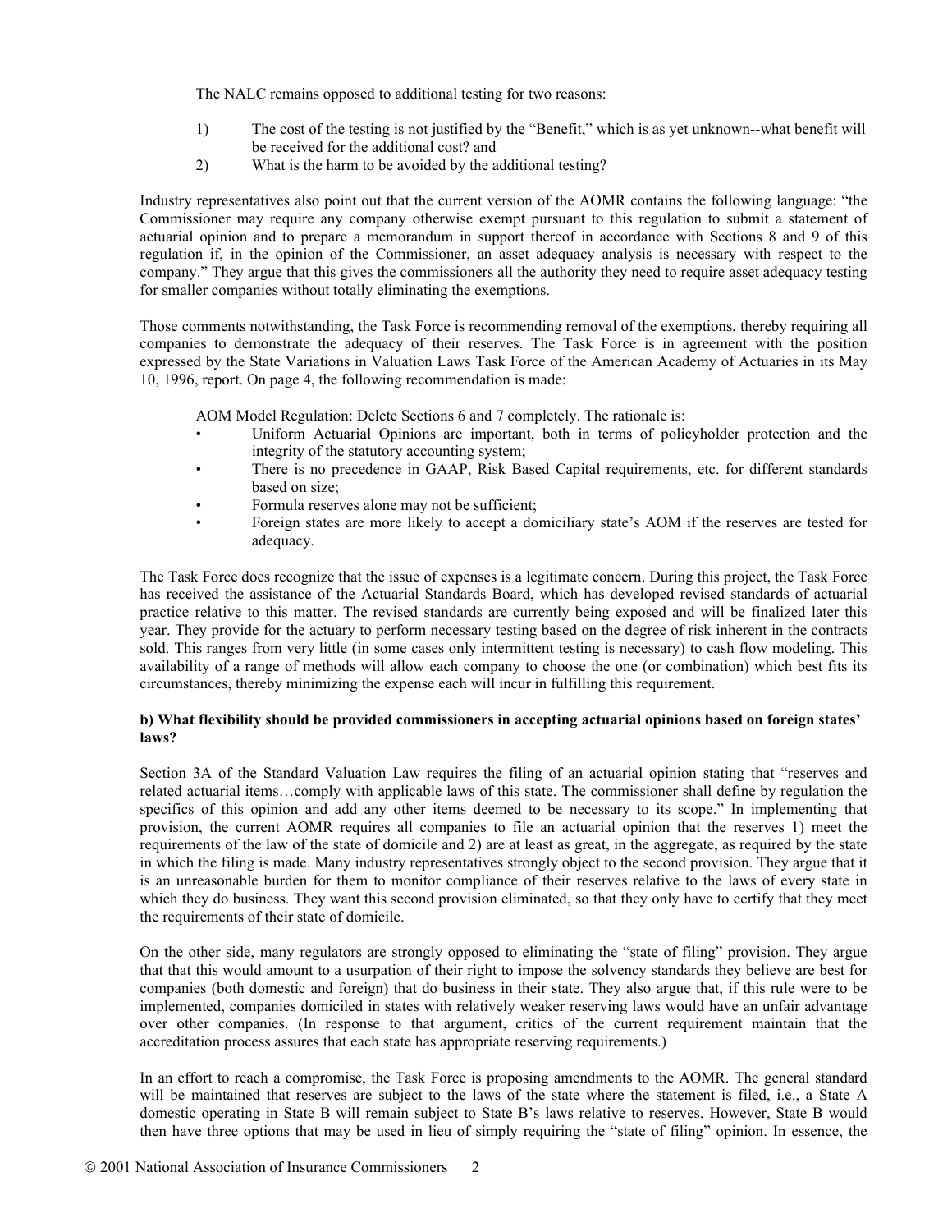The NALC remains opposed to additional testing for two reasons:

1) The cost of the testing is not justified by the "Benefit," which is as yet unknown--what benefit will be received for the additional cost? and
2) What is the harm to be avoided by the additional testing?

Industry representatives also point out that the current version of the AOMR contains the following language: "the Commissioner may require any company otherwise exempt pursuant to this regulation to submit a statement of actuarial opinion and to prepare a memorandum in support thereof in accordance with Sections 8 and 9 of this regulation if, in the opinion of the Commissioner, an asset adequacy analysis is necessary with respect to the company." They argue that this gives the commissioners all the authority they need to require asset adequacy testing for smaller companies without totally eliminating the exemptions.

Those comments notwithstanding, the Task Force is recommending removal of the exemptions, thereby requiring all companies to demonstrate the adequacy of their reserves. The Task Force is in agreement with the position expressed by the State Variations in Valuation Laws Task Force of the American Academy of Actuaries in its May 10, 1996, report. On page 4, the following recommendation is made:

AOM Model Regulation: Delete Sections 6 and 7 completely. The rationale is:

- Uniform Actuarial Opinions are important, both in terms of policyholder protection and the integrity of the statutory accounting system;
- There is no precedence in GAAP, Risk Based Capital requirements, etc. for different standards based on size;
- Formula reserves alone may not be sufficient;
- Foreign states are more likely to accept a domiciliary state's AOM if the reserves are tested for adequacy.

The Task Force does recognize that the issue of expenses is a legitimate concern. During this project, the Task Force has received the assistance of the Actuarial Standards Board, which has developed revised standards of actuarial practice relative to this matter. The revised standards are currently being exposed and will be finalized later this year. They provide for the actuary to perform necessary testing based on the degree of risk inherent in the contracts sold. This ranges from very little (in some cases only intermittent testing is necessary) to cash flow modeling. This availability of a range of methods will allow each company to choose the one (or combination) which best fits its circumstances, thereby minimizing the expense each will incur in fulfilling this requirement.

**b) What flexibility should be provided commissioners in accepting actuarial opinions based on foreign states' laws?**

Section 3A of the Standard Valuation Law requires the filing of an actuarial opinion stating that "reserves and related actuarial items…comply with applicable laws of this state. The commissioner shall define by regulation the specifics of this opinion and add any other items deemed to be necessary to its scope." In implementing that provision, the current AOMR requires all companies to file an actuarial opinion that the reserves 1) meet the requirements of the law of the state of domicile and 2) are at least as great, in the aggregate, as required by the state in which the filing is made. Many industry representatives strongly object to the second provision. They argue that it is an unreasonable burden for them to monitor compliance of their reserves relative to the laws of every state in which they do business. They want this second provision eliminated, so that they only have to certify that they meet the requirements of their state of domicile.

On the other side, many regulators are strongly opposed to eliminating the "state of filing" provision. They argue that that this would amount to a usurpation of their right to impose the solvency standards they believe are best for companies (both domestic and foreign) that do business in their state. They also argue that, if this rule were to be implemented, companies domiciled in states with relatively weaker reserving laws would have an unfair advantage over other companies. (In response to that argument, critics of the current requirement maintain that the accreditation process assures that each state has appropriate reserving requirements.)

In an effort to reach a compromise, the Task Force is proposing amendments to the AOMR. The general standard will be maintained that reserves are subject to the laws of the state where the statement is filed, i.e., a State A domestic operating in State B will remain subject to State B's laws relative to reserves. However, State B would then have three options that may be used in lieu of simply requiring the "state of filing" opinion. In essence, the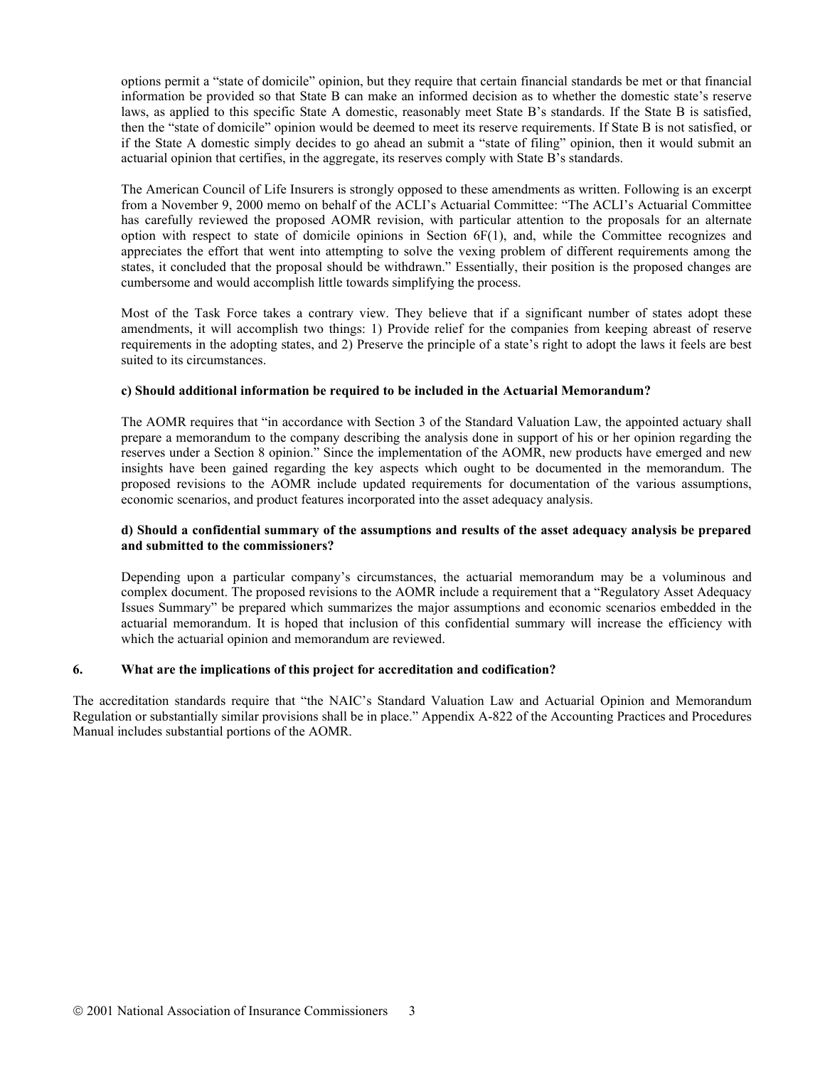options permit a "state of domicile" opinion, but they require that certain financial standards be met or that financial information be provided so that State B can make an informed decision as to whether the domestic state's reserve laws, as applied to this specific State A domestic, reasonably meet State B's standards. If the State B is satisfied, then the "state of domicile" opinion would be deemed to meet its reserve requirements. If State B is not satisfied, or if the State A domestic simply decides to go ahead an submit a "state of filing" opinion, then it would submit an actuarial opinion that certifies, in the aggregate, its reserves comply with State B's standards.

The American Council of Life Insurers is strongly opposed to these amendments as written. Following is an excerpt from a November 9, 2000 memo on behalf of the ACLI's Actuarial Committee: "The ACLI's Actuarial Committee has carefully reviewed the proposed AOMR revision, with particular attention to the proposals for an alternate option with respect to state of domicile opinions in Section 6F(1), and, while the Committee recognizes and appreciates the effort that went into attempting to solve the vexing problem of different requirements among the states, it concluded that the proposal should be withdrawn." Essentially, their position is the proposed changes are cumbersome and would accomplish little towards simplifying the process.

Most of the Task Force takes a contrary view. They believe that if a significant number of states adopt these amendments, it will accomplish two things: 1) Provide relief for the companies from keeping abreast of reserve requirements in the adopting states, and 2) Preserve the principle of a state's right to adopt the laws it feels are best suited to its circumstances.

**c) Should additional information be required to be included in the Actuarial Memorandum?**

The AOMR requires that "in accordance with Section 3 of the Standard Valuation Law, the appointed actuary shall prepare a memorandum to the company describing the analysis done in support of his or her opinion regarding the reserves under a Section 8 opinion." Since the implementation of the AOMR, new products have emerged and new insights have been gained regarding the key aspects which ought to be documented in the memorandum. The proposed revisions to the AOMR include updated requirements for documentation of the various assumptions, economic scenarios, and product features incorporated into the asset adequacy analysis.

**d) Should a confidential summary of the assumptions and results of the asset adequacy analysis be prepared and submitted to the commissioners?**

Depending upon a particular company's circumstances, the actuarial memorandum may be a voluminous and complex document. The proposed revisions to the AOMR include a requirement that a "Regulatory Asset Adequacy Issues Summary" be prepared which summarizes the major assumptions and economic scenarios embedded in the actuarial memorandum. It is hoped that inclusion of this confidential summary will increase the efficiency with which the actuarial opinion and memorandum are reviewed.

**6. What are the implications of this project for accreditation and codification?**

The accreditation standards require that "the NAIC's Standard Valuation Law and Actuarial Opinion and Memorandum Regulation or substantially similar provisions shall be in place." Appendix A-822 of the Accounting Practices and Procedures Manual includes substantial portions of the AOMR.